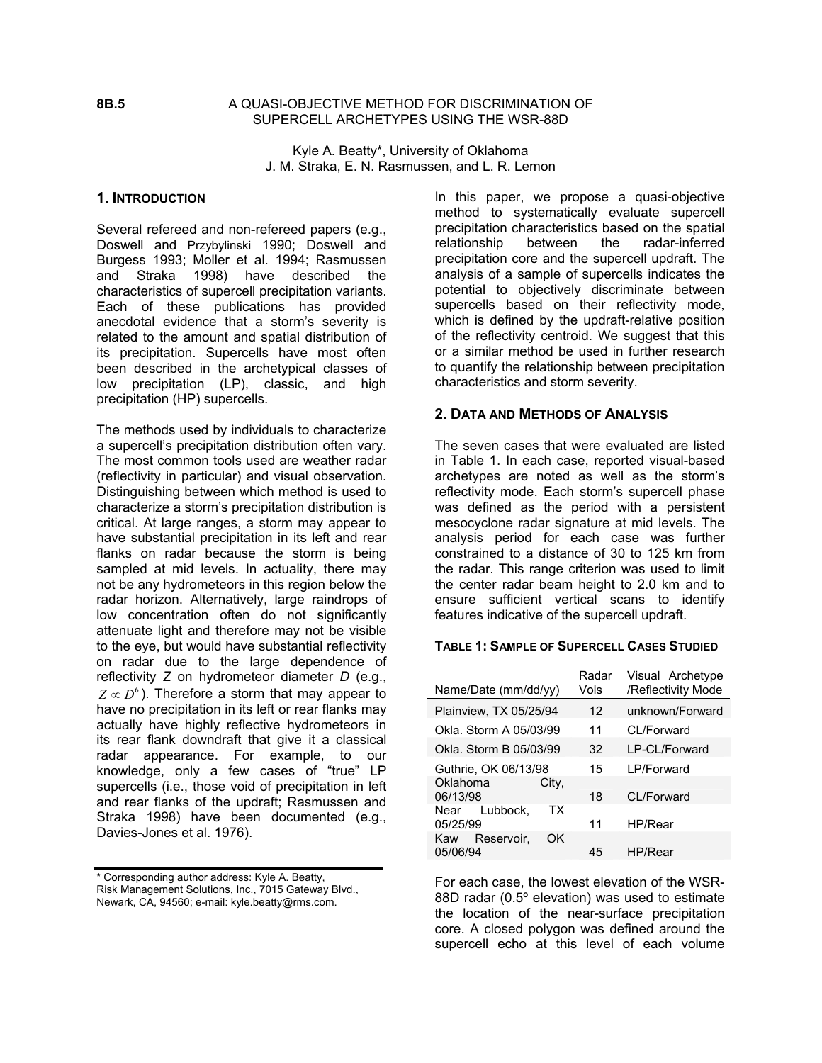**8B.5**

# A QUASI-OBJECTIVE METHOD FOR DISCRIMINATION OF SUPERCELL ARCHETYPES USING THE WSR-88D

Kyle A. Beatty*, University of Oklahoma
J. M. Straka, E. N. Rasmussen, and L. R. Lemon

## 1. Introduction

Several refereed and non-refereed papers (e.g., Doswell and Przybylinski 1990; Doswell and Burgess 1993; Moller et al. 1994; Rasmussen and Straka 1998) have described the characteristics of supercell precipitation variants. Each of these publications has provided anecdotal evidence that a storm's severity is related to the amount and spatial distribution of its precipitation. Supercells have most often been described in the archetypical classes of low precipitation (LP), classic, and high precipitation (HP) supercells.

The methods used by individuals to characterize a supercell's precipitation distribution often vary. The most common tools used are weather radar (reflectivity in particular) and visual observation. Distinguishing between which method is used to characterize a storm's precipitation distribution is critical. At large ranges, a storm may appear to have substantial precipitation in its left and rear flanks on radar because the storm is being sampled at mid levels. In actuality, there may not be any hydrometeors in this region below the radar horizon. Alternatively, large raindrops of low concentration often do not significantly attenuate light and therefore may not be visible to the eye, but would have substantial reflectivity on radar due to the large dependence of reflectivity $Z$ on hydrometeor diameter $D$ (e.g., $Z \propto D^6$). Therefore a storm that may appear to have no precipitation in its left or rear flanks may actually have highly reflective hydrometeors in its rear flank downdraft that give it a classical radar appearance. For example, to our knowledge, only a few cases of "true" LP supercells (i.e., those void of precipitation in left and rear flanks of the updraft; Rasmussen and Straka 1998) have been documented (e.g., Davies-Jones et al. 1976).

\* Corresponding author address: Kyle A. Beatty, Risk Management Solutions, Inc., 7015 Gateway Blvd., Newark, CA, 94560; e-mail: kyle.beatty@rms.com.

In this paper, we propose a quasi-objective method to systematically evaluate supercell precipitation characteristics based on the spatial relationship between the radar-inferred precipitation core and the supercell updraft. The analysis of a sample of supercells indicates the potential to objectively discriminate between supercells based on their reflectivity mode, which is defined by the updraft-relative position of the reflectivity centroid. We suggest that this or a similar method be used in further research to quantify the relationship between precipitation characteristics and storm severity.

## 2. Data and Methods of Analysis

The seven cases that were evaluated are listed in Table 1. In each case, reported visual-based archetypes are noted as well as the storm's reflectivity mode. Each storm's supercell phase was defined as the period with a persistent mesocyclone radar signature at mid levels. The analysis period for each case was further constrained to a distance of 30 to 125 km from the radar. This range criterion was used to limit the center radar beam height to 2.0 km and to ensure sufficient vertical scans to identify features indicative of the supercell updraft.

**Table 1: Sample of Supercell Cases Studied**

| Name/Date (mm/dd/yy) | Radar Vols | Visual Archetype /Reflectivity Mode |
|---|---|---|
| Plainview, TX 05/25/94 | 12 | unknown/Forward |
| Okla. Storm A 05/03/99 | 11 | CL/Forward |
| Okla. Storm B 05/03/99 | 32 | LP-CL/Forward |
| Guthrie, OK 06/13/98 | 15 | LP/Forward |
| Oklahoma City, 06/13/98 | 18 | CL/Forward |
| Near Lubbock, TX 05/25/99 | 11 | HP/Rear |
| Kaw Reservoir, OK 05/06/94 | 45 | HP/Rear |

For each case, the lowest elevation of the WSR-88D radar (0.5º elevation) was used to estimate the location of the near-surface precipitation core. A closed polygon was defined around the supercell echo at this level of each volume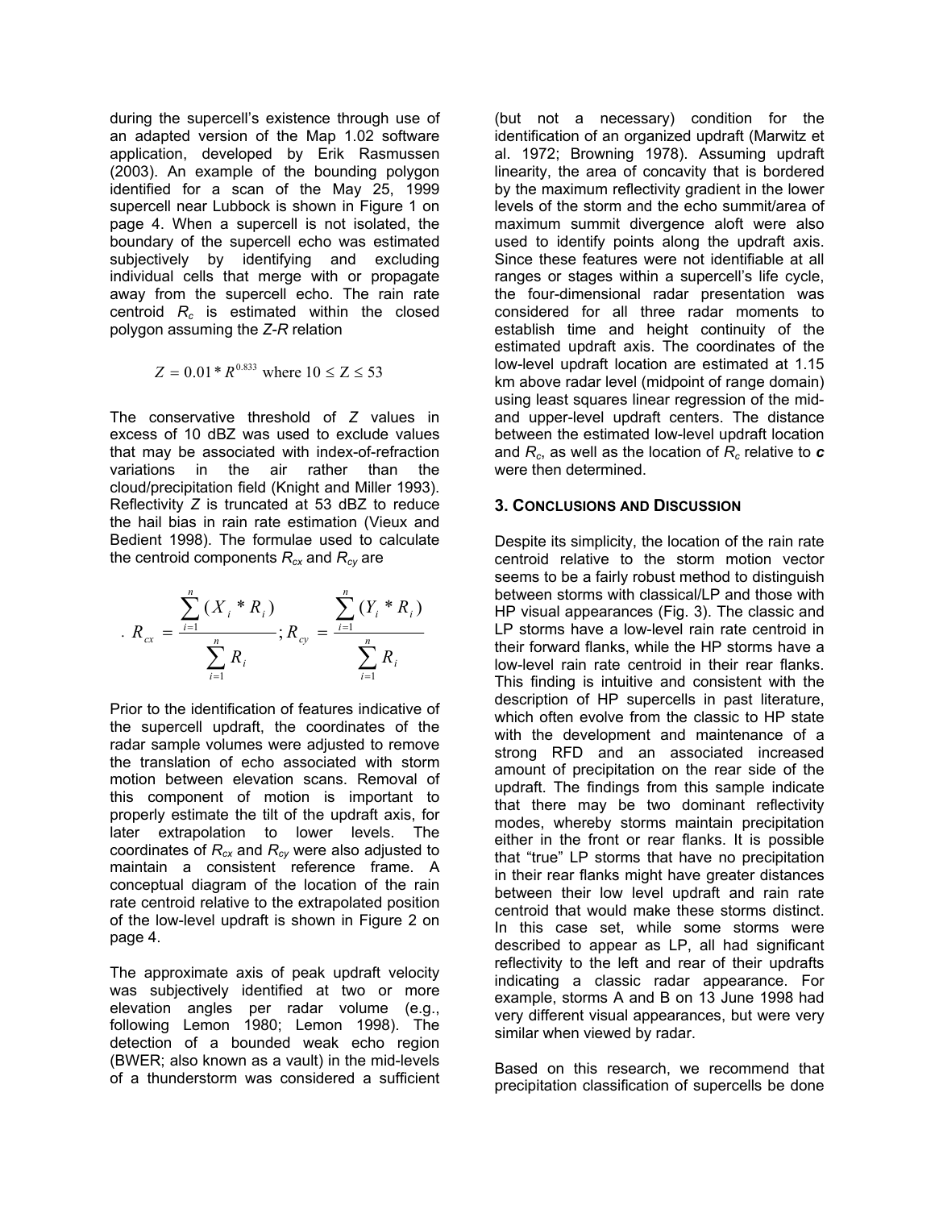during the supercell's existence through use of an adapted version of the Map 1.02 software application, developed by Erik Rasmussen (2003). An example of the bounding polygon identified for a scan of the May 25, 1999 supercell near Lubbock is shown in Figure 1 on page 4. When a supercell is not isolated, the boundary of the supercell echo was estimated subjectively by identifying and excluding individual cells that merge with or propagate away from the supercell echo. The rain rate centroid $R_c$ is estimated within the closed polygon assuming the *Z*-*R* relation

$$Z = 0.01 * R^{0.833} \text{ where } 10 \leq Z \leq 53$$

The conservative threshold of *Z* values in excess of 10 dBZ was used to exclude values that may be associated with index-of-refraction variations in the air rather than the cloud/precipitation field (Knight and Miller 1993). Reflectivity *Z* is truncated at 53 dBZ to reduce the hail bias in rain rate estimation (Vieux and Bedient 1998). The formulae used to calculate the centroid components $R_{cx}$ and $R_{cy}$ are

$$R_{cx} = \frac{\sum_{i=1}^{n}(X_i * R_i)}{\sum_{i=1}^{n} R_i}; R_{cy} = \frac{\sum_{i=1}^{n}(Y_i * R_i)}{\sum_{i=1}^{n} R_i}$$

Prior to the identification of features indicative of the supercell updraft, the coordinates of the radar sample volumes were adjusted to remove the translation of echo associated with storm motion between elevation scans. Removal of this component of motion is important to properly estimate the tilt of the updraft axis, for later extrapolation to lower levels. The coordinates of $R_{cx}$ and $R_{cy}$ were also adjusted to maintain a consistent reference frame. A conceptual diagram of the location of the rain rate centroid relative to the extrapolated position of the low-level updraft is shown in Figure 2 on page 4.

The approximate axis of peak updraft velocity was subjectively identified at two or more elevation angles per radar volume (e.g., following Lemon 1980; Lemon 1998). The detection of a bounded weak echo region (BWER; also known as a vault) in the mid-levels of a thunderstorm was considered a sufficient (but not a necessary) condition for the identification of an organized updraft (Marwitz et al. 1972; Browning 1978). Assuming updraft linearity, the area of concavity that is bordered by the maximum reflectivity gradient in the lower levels of the storm and the echo summit/area of maximum summit divergence aloft were also used to identify points along the updraft axis. Since these features were not identifiable at all ranges or stages within a supercell's life cycle, the four-dimensional radar presentation was considered for all three radar moments to establish time and height continuity of the estimated updraft axis. The coordinates of the low-level updraft location are estimated at 1.15 km above radar level (midpoint of range domain) using least squares linear regression of the mid- and upper-level updraft centers. The distance between the estimated low-level updraft location and $R_c$, as well as the location of $R_c$ relative to $\boldsymbol{c}$ were then determined.

## 3. Conclusions and Discussion

Despite its simplicity, the location of the rain rate centroid relative to the storm motion vector seems to be a fairly robust method to distinguish between storms with classical/LP and those with HP visual appearances (Fig. 3). The classic and LP storms have a low-level rain rate centroid in their forward flanks, while the HP storms have a low-level rain rate centroid in their rear flanks. This finding is intuitive and consistent with the description of HP supercells in past literature, which often evolve from the classic to HP state with the development and maintenance of a strong RFD and an associated increased amount of precipitation on the rear side of the updraft. The findings from this sample indicate that there may be two dominant reflectivity modes, whereby storms maintain precipitation either in the front or rear flanks. It is possible that "true" LP storms that have no precipitation in their rear flanks might have greater distances between their low level updraft and rain rate centroid that would make these storms distinct. In this case set, while some storms were described to appear as LP, all had significant reflectivity to the left and rear of their updrafts indicating a classic radar appearance. For example, storms A and B on 13 June 1998 had very different visual appearances, but were very similar when viewed by radar.

Based on this research, we recommend that precipitation classification of supercells be done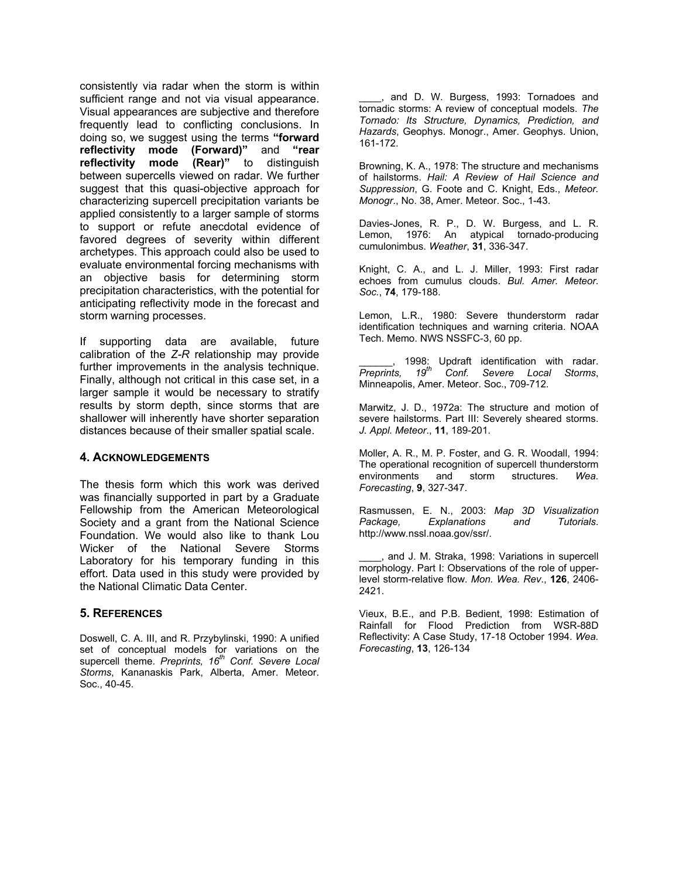consistently via radar when the storm is within sufficient range and not via visual appearance. Visual appearances are subjective and therefore frequently lead to conflicting conclusions. In doing so, we suggest using the terms **"forward reflectivity mode (Forward)"** and **"rear reflectivity mode (Rear)"** to distinguish between supercells viewed on radar. We further suggest that this quasi-objective approach for characterizing supercell precipitation variants be applied consistently to a larger sample of storms to support or refute anecdotal evidence of favored degrees of severity within different archetypes. This approach could also be used to evaluate environmental forcing mechanisms with an objective basis for determining storm precipitation characteristics, with the potential for anticipating reflectivity mode in the forecast and storm warning processes.

If supporting data are available, future calibration of the *Z-R* relationship may provide further improvements in the analysis technique. Finally, although not critical in this case set, in a larger sample it would be necessary to stratify results by storm depth, since storms that are shallower will inherently have shorter separation distances because of their smaller spatial scale.

## 4. ACKNOWLEDGEMENTS

The thesis form which this work was derived was financially supported in part by a Graduate Fellowship from the American Meteorological Society and a grant from the National Science Foundation. We would also like to thank Lou Wicker of the National Severe Storms Laboratory for his temporary funding in this effort. Data used in this study were provided by the National Climatic Data Center.

## 5. REFERENCES

Doswell, C. A. III, and R. Przybylinski, 1990: A unified set of conceptual models for variations on the supercell theme. *Preprints, 16th Conf. Severe Local Storms*, Kananaskis Park, Alberta, Amer. Meteor. Soc., 40-45.

____, and D. W. Burgess, 1993: Tornadoes and tornadic storms: A review of conceptual models. *The Tornado: Its Structure, Dynamics, Prediction, and Hazards*, Geophys. Monogr., Amer. Geophys. Union, 161-172.

Browning, K. A., 1978: The structure and mechanisms of hailstorms. *Hail: A Review of Hail Science and Suppression*, G. Foote and C. Knight, Eds., *Meteor. Monogr.*, No. 38, Amer. Meteor. Soc., 1-43.

Davies-Jones, R. P., D. W. Burgess, and L. R. Lemon, 1976: An atypical tornado-producing cumulonimbus. *Weather*, **31**, 336-347.

Knight, C. A., and L. J. Miller, 1993: First radar echoes from cumulus clouds. *Bul. Amer. Meteor. Soc.*, **74**, 179-188.

Lemon, L.R., 1980: Severe thunderstorm radar identification techniques and warning criteria. NOAA Tech. Memo. NWS NSSFC-3, 60 pp.

______, 1998: Updraft identification with radar. *Preprints, 19th Conf. Severe Local Storms*, Minneapolis, Amer. Meteor. Soc., 709-712.

Marwitz, J. D., 1972a: The structure and motion of severe hailstorms. Part III: Severely sheared storms. *J. Appl. Meteor.*, **11**, 189-201.

Moller, A. R., M. P. Foster, and G. R. Woodall, 1994: The operational recognition of supercell thunderstorm environments and storm structures. *Wea. Forecasting*, **9**, 327-347.

Rasmussen, E. N., 2003: *Map 3D Visualization Package, Explanations and Tutorials*. http://www.nssl.noaa.gov/ssr/.

____, and J. M. Straka, 1998: Variations in supercell morphology. Part I: Observations of the role of upper-level storm-relative flow. *Mon. Wea. Rev.*, **126**, 2406-2421.

Vieux, B.E., and P.B. Bedient, 1998: Estimation of Rainfall for Flood Prediction from WSR-88D Reflectivity: A Case Study, 17-18 October 1994. *Wea. Forecasting*, **13**, 126-134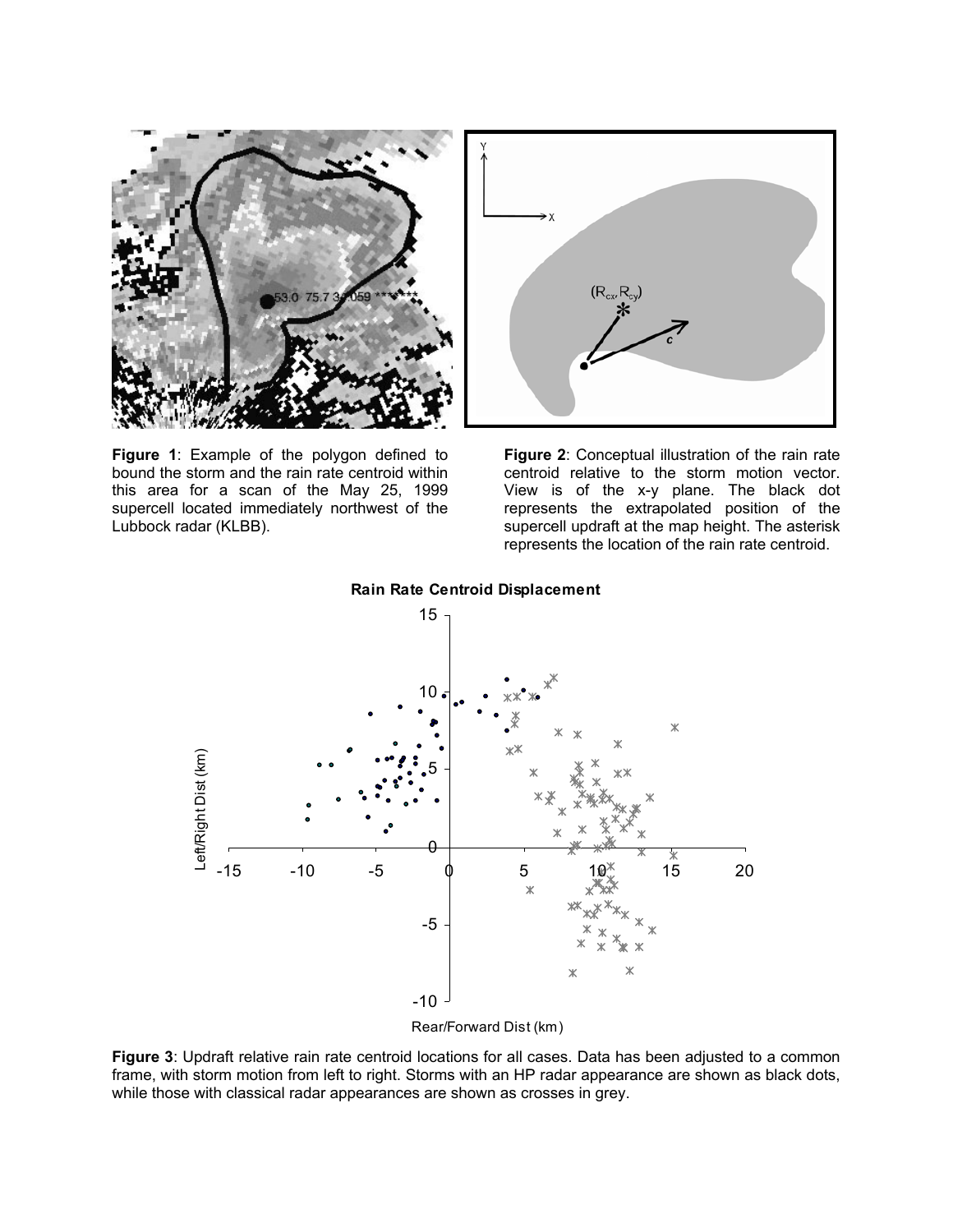53.0 75.7 3?.059 *******

**Figure 1**: Example of the polygon defined to bound the storm and the rain rate centroid within this area for a scan of the May 25, 1999 supercell located immediately northwest of the Lubbock radar (KLBB).

Y

X

$(R_{cx}, R_{cy})$

*c*

**Figure 2**: Conceptual illustration of the rain rate centroid relative to the storm motion vector. View is of the x-y plane. The black dot represents the extrapolated position of the supercell updraft at the map height. The asterisk represents the location of the rain rate centroid.

**Rain Rate Centroid Displacement**

Left/Right Dist (km)

15

10

5

0

-5

-10

-15

-10

-5

0

5

10

15

20

Rear/Forward Dist (km)

**Figure 3**: Updraft relative rain rate centroid locations for all cases. Data has been adjusted to a common frame, with storm motion from left to right. Storms with an HP radar appearance are shown as black dots, while those with classical radar appearances are shown as crosses in grey.